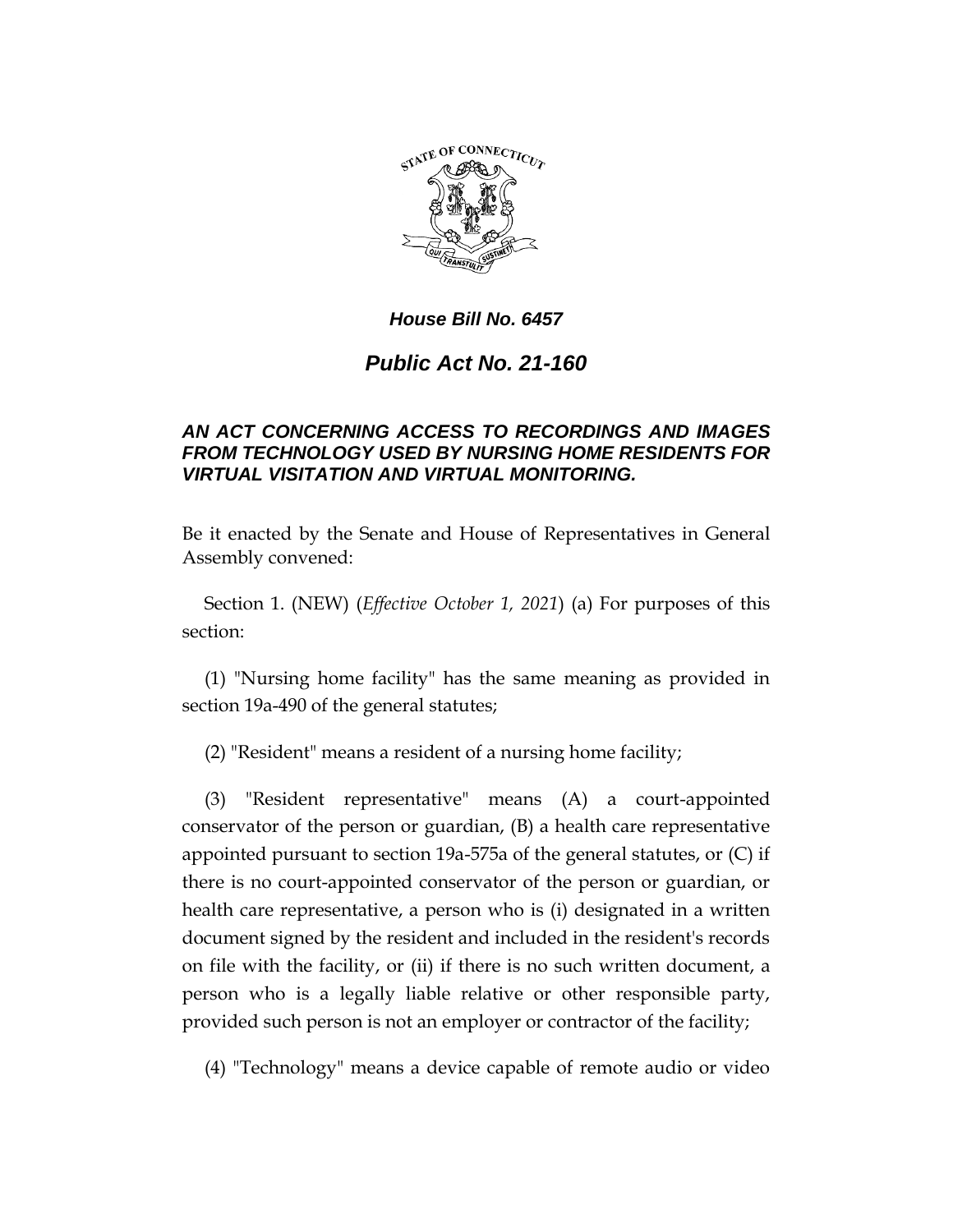***House Bill No. 6457***

***Public Act No. 21-160***

***AN ACT CONCERNING ACCESS TO RECORDINGS AND IMAGES FROM TECHNOLOGY USED BY NURSING HOME RESIDENTS FOR VIRTUAL VISITATION AND VIRTUAL MONITORING.***

Be it enacted by the Senate and House of Representatives in General Assembly convened:

Section 1. (NEW) (*Effective October 1, 2021*) (a) For purposes of this section:

(1) "Nursing home facility" has the same meaning as provided in section 19a-490 of the general statutes;

(2) "Resident" means a resident of a nursing home facility;

(3) "Resident representative" means (A) a court-appointed conservator of the person or guardian, (B) a health care representative appointed pursuant to section 19a-575a of the general statutes, or (C) if there is no court-appointed conservator of the person or guardian, or health care representative, a person who is (i) designated in a written document signed by the resident and included in the resident's records on file with the facility, or (ii) if there is no such written document, a person who is a legally liable relative or other responsible party, provided such person is not an employer or contractor of the facility;

(4) "Technology" means a device capable of remote audio or video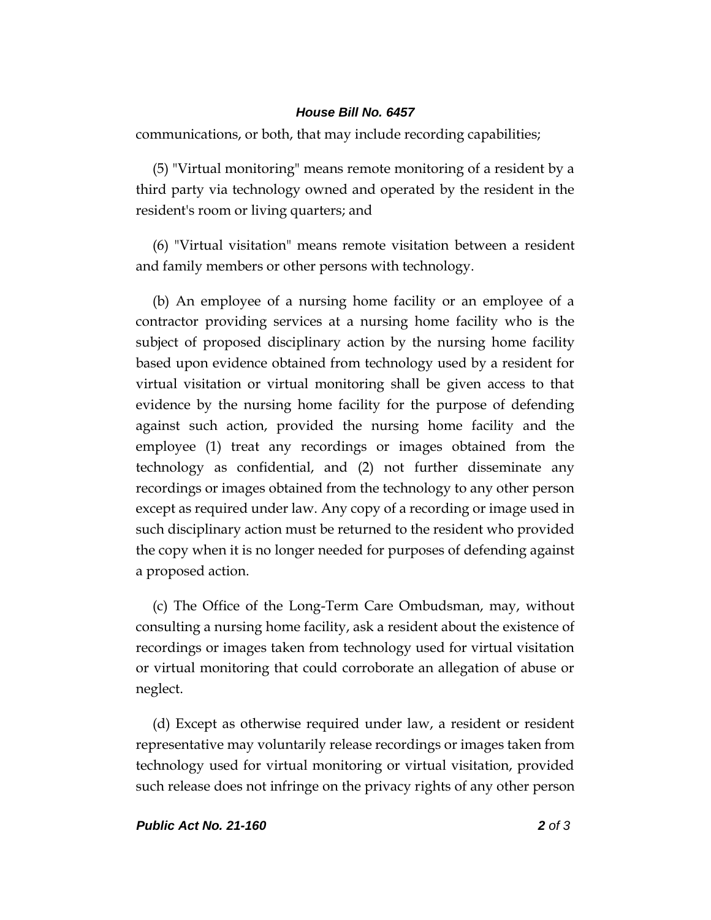communications, or both, that may include recording capabilities;

(5) "Virtual monitoring" means remote monitoring of a resident by a third party via technology owned and operated by the resident in the resident's room or living quarters; and

(6) "Virtual visitation" means remote visitation between a resident and family members or other persons with technology.

(b) An employee of a nursing home facility or an employee of a contractor providing services at a nursing home facility who is the subject of proposed disciplinary action by the nursing home facility based upon evidence obtained from technology used by a resident for virtual visitation or virtual monitoring shall be given access to that evidence by the nursing home facility for the purpose of defending against such action, provided the nursing home facility and the employee (1) treat any recordings or images obtained from the technology as confidential, and (2) not further disseminate any recordings or images obtained from the technology to any other person except as required under law. Any copy of a recording or image used in such disciplinary action must be returned to the resident who provided the copy when it is no longer needed for purposes of defending against a proposed action.

(c) The Office of the Long-Term Care Ombudsman, may, without consulting a nursing home facility, ask a resident about the existence of recordings or images taken from technology used for virtual visitation or virtual monitoring that could corroborate an allegation of abuse or neglect.

(d) Except as otherwise required under law, a resident or resident representative may voluntarily release recordings or images taken from technology used for virtual monitoring or virtual visitation, provided such release does not infringe on the privacy rights of any other person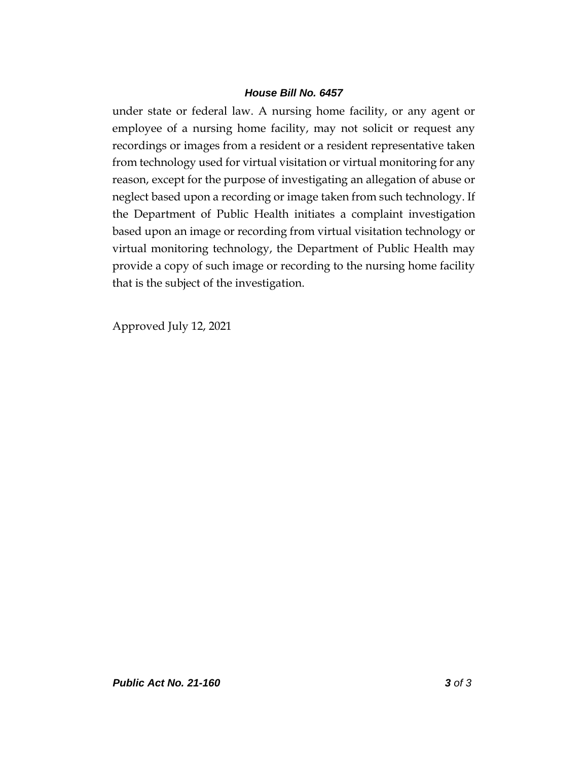under state or federal law. A nursing home facility, or any agent or employee of a nursing home facility, may not solicit or request any recordings or images from a resident or a resident representative taken from technology used for virtual visitation or virtual monitoring for any reason, except for the purpose of investigating an allegation of abuse or neglect based upon a recording or image taken from such technology. If the Department of Public Health initiates a complaint investigation based upon an image or recording from virtual visitation technology or virtual monitoring technology, the Department of Public Health may provide a copy of such image or recording to the nursing home facility that is the subject of the investigation.

Approved July 12, 2021